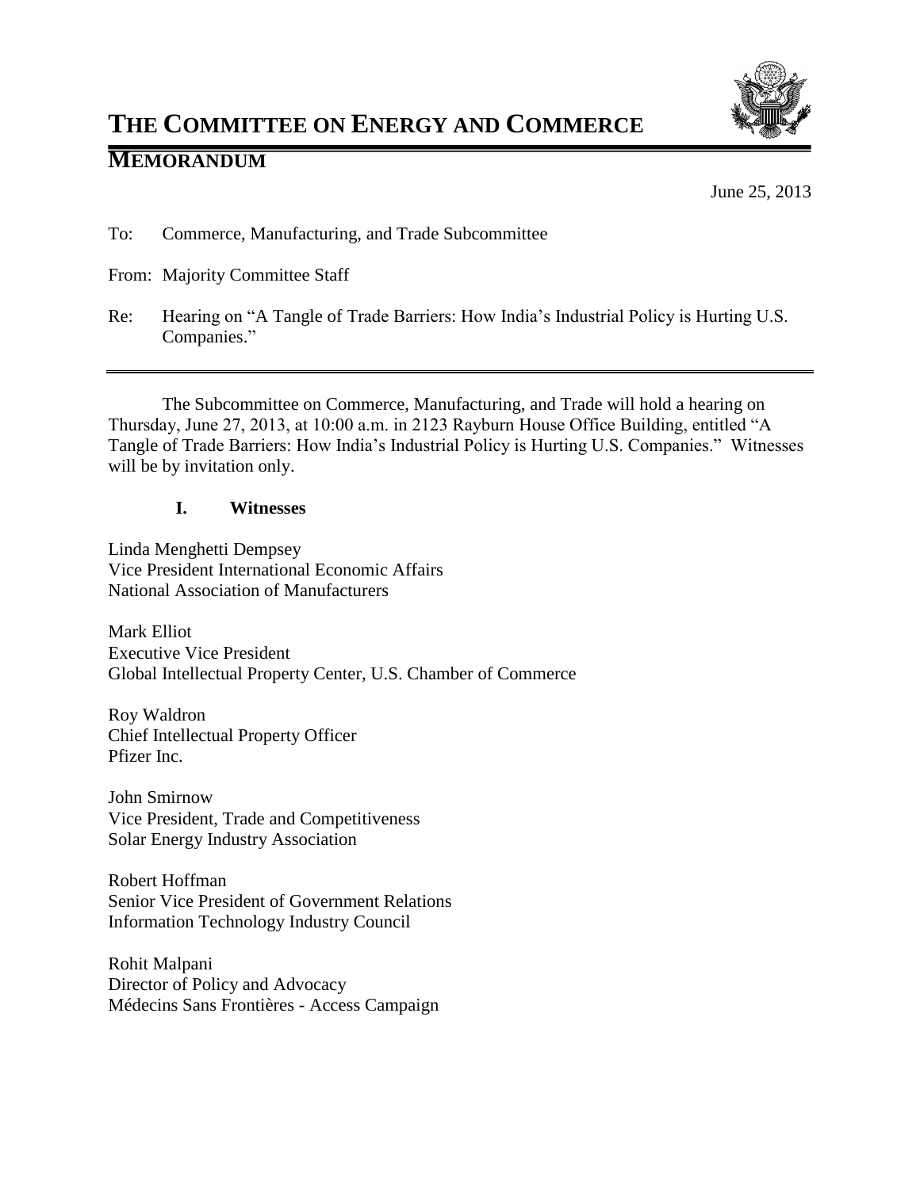# THE COMMITTEE ON ENERGY AND COMMERCE

## MEMORANDUM

June 25, 2013

To: Commerce, Manufacturing, and Trade Subcommittee

From: Majority Committee Staff

Re: Hearing on "A Tangle of Trade Barriers: How India's Industrial Policy is Hurting U.S. Companies."

---

The Subcommittee on Commerce, Manufacturing, and Trade will hold a hearing on Thursday, June 27, 2013, at 10:00 a.m. in 2123 Rayburn House Office Building, entitled "A Tangle of Trade Barriers: How India's Industrial Policy is Hurting U.S. Companies." Witnesses will be by invitation only.

### I. Witnesses

Linda Menghetti Dempsey
Vice President International Economic Affairs
National Association of Manufacturers

Mark Elliot
Executive Vice President
Global Intellectual Property Center, U.S. Chamber of Commerce

Roy Waldron
Chief Intellectual Property Officer
Pfizer Inc.

John Smirnow
Vice President, Trade and Competitiveness
Solar Energy Industry Association

Robert Hoffman
Senior Vice President of Government Relations
Information Technology Industry Council

Rohit Malpani
Director of Policy and Advocacy
Médecins Sans Frontières - Access Campaign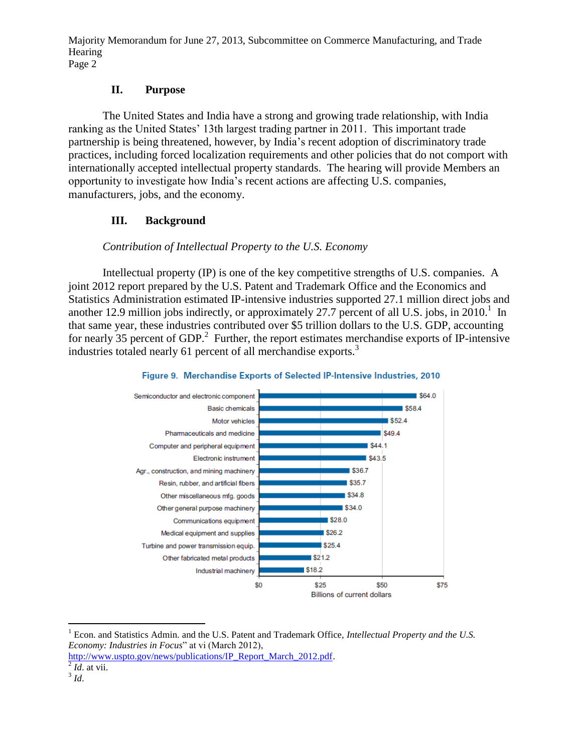## II. Purpose

The United States and India have a strong and growing trade relationship, with India ranking as the United States' 13th largest trading partner in 2011. This important trade partnership is being threatened, however, by India's recent adoption of discriminatory trade practices, including forced localization requirements and other policies that do not comport with internationally accepted intellectual property standards. The hearing will provide Members an opportunity to investigate how India's recent actions are affecting U.S. companies, manufacturers, jobs, and the economy.

## III. Background

*Contribution of Intellectual Property to the U.S. Economy*

Intellectual property (IP) is one of the key competitive strengths of U.S. companies. A joint 2012 report prepared by the U.S. Patent and Trademark Office and the Economics and Statistics Administration estimated IP-intensive industries supported 27.1 million direct jobs and another 12.9 million jobs indirectly, or approximately 27.7 percent of all U.S. jobs, in 2010.[1] In that same year, these industries contributed over $5 trillion dollars to the U.S. GDP, accounting for nearly 35 percent of GDP.[2] Further, the report estimates merchandise exports of IP-intensive industries totaled nearly 61 percent of all merchandise exports.[3]

**Figure 9. Merchandise Exports of Selected IP-Intensive Industries, 2010**

| Industry | Billions of current dollars |
| --- | --- |
| Semiconductor and electronic component | $64.0 |
| Basic chemicals | $58.4 |
| Motor vehicles | $52.4 |
| Pharmaceuticals and medicine | $49.4 |
| Computer and peripheral equipment | $44.1 |
| Electronic instrument | $43.5 |
| Agr., construction, and mining machinery | $36.7 |
| Resin, rubber, and artificial fibers | $35.7 |
| Other miscellaneous mfg. goods | $34.8 |
| Other general purpose machinery | $34.0 |
| Communications equipment | $28.0 |
| Medical equipment and supplies | $26.2 |
| Turbine and power transmission equip. | $25.4 |
| Other fabricated metal products | $21.2 |
| Industrial machinery | $18.2 |

---

[1] Econ. and Statistics Admin. and the U.S. Patent and Trademark Office, *Intellectual Property and the U.S. Economy: Industries in Focus*" at vi (March 2012), http://www.uspto.gov/news/publications/IP_Report_March_2012.pdf.

[2] *Id*. at vii.

[3] *Id*.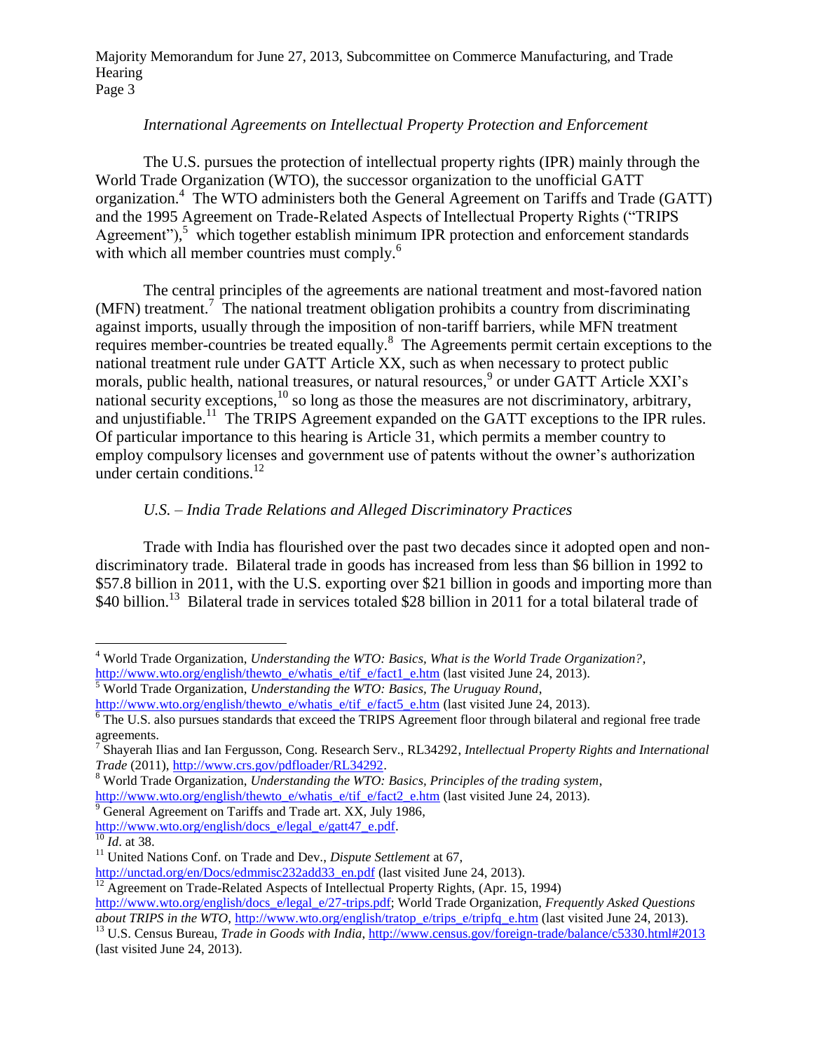### *International Agreements on Intellectual Property Protection and Enforcement*

The U.S. pursues the protection of intellectual property rights (IPR) mainly through the World Trade Organization (WTO), the successor organization to the unofficial GATT organization.[4] The WTO administers both the General Agreement on Tariffs and Trade (GATT) and the 1995 Agreement on Trade-Related Aspects of Intellectual Property Rights ("TRIPS Agreement"),[5] which together establish minimum IPR protection and enforcement standards with which all member countries must comply.[6]

The central principles of the agreements are national treatment and most-favored nation (MFN) treatment.[7] The national treatment obligation prohibits a country from discriminating against imports, usually through the imposition of non-tariff barriers, while MFN treatment requires member-countries be treated equally.[8] The Agreements permit certain exceptions to the national treatment rule under GATT Article XX, such as when necessary to protect public morals, public health, national treasures, or natural resources,[9] or under GATT Article XXI's national security exceptions,[10] so long as those the measures are not discriminatory, arbitrary, and unjustifiable.[11] The TRIPS Agreement expanded on the GATT exceptions to the IPR rules. Of particular importance to this hearing is Article 31, which permits a member country to employ compulsory licenses and government use of patents without the owner's authorization under certain conditions.[12]

### *U.S. – India Trade Relations and Alleged Discriminatory Practices*

Trade with India has flourished over the past two decades since it adopted open and non-discriminatory trade. Bilateral trade in goods has increased from less than $6 billion in 1992 to $57.8 billion in 2011, with the U.S. exporting over $21 billion in goods and importing more than $40 billion.[13] Bilateral trade in services totaled $28 billion in 2011 for a total bilateral trade of

---

[4] World Trade Organization, *Understanding the WTO: Basics, What is the World Trade Organization?*, http://www.wto.org/english/thewto_e/whatis_e/tif_e/fact1_e.htm (last visited June 24, 2013).

[5] World Trade Organization, *Understanding the WTO: Basics, The Uruguay Round*, http://www.wto.org/english/thewto_e/whatis_e/tif_e/fact5_e.htm (last visited June 24, 2013).

[6] The U.S. also pursues standards that exceed the TRIPS Agreement floor through bilateral and regional free trade agreements.

[7] Shayerah Ilias and Ian Fergusson, Cong. Research Serv., RL34292, *Intellectual Property Rights and International Trade* (2011), http://www.crs.gov/pdfloader/RL34292.

[8] World Trade Organization, *Understanding the WTO: Basics, Principles of the trading system*, http://www.wto.org/english/thewto_e/whatis_e/tif_e/fact2_e.htm (last visited June 24, 2013).

[9] General Agreement on Tariffs and Trade art. XX, July 1986, http://www.wto.org/english/docs_e/legal_e/gatt47_e.pdf.

[10] *Id*. at 38.

[11] United Nations Conf. on Trade and Dev., *Dispute Settlement* at 67, http://unctad.org/en/Docs/edmmisc232add33_en.pdf (last visited June 24, 2013).

[12] Agreement on Trade-Related Aspects of Intellectual Property Rights, (Apr. 15, 1994) http://www.wto.org/english/docs_e/legal_e/27-trips.pdf; World Trade Organization, *Frequently Asked Questions about TRIPS in the WTO*, http://www.wto.org/english/tratop_e/trips_e/tripfq_e.htm (last visited June 24, 2013).

[13] U.S. Census Bureau, *Trade in Goods with India*, http://www.census.gov/foreign-trade/balance/c5330.html#2013 (last visited June 24, 2013).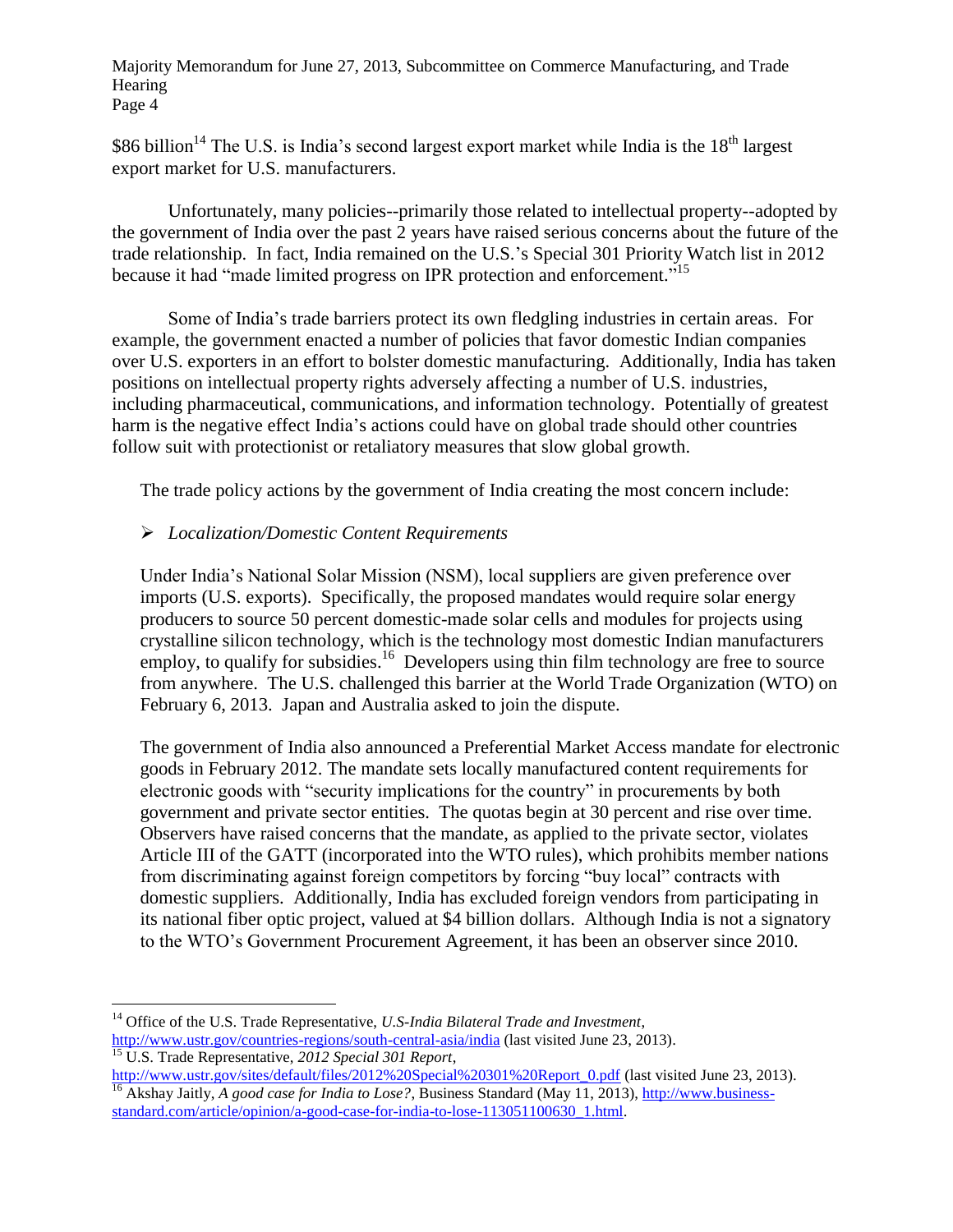$86 billion[14] The U.S. is India's second largest export market while India is the 18th largest export market for U.S. manufacturers.

Unfortunately, many policies--primarily those related to intellectual property--adopted by the government of India over the past 2 years have raised serious concerns about the future of the trade relationship. In fact, India remained on the U.S.'s Special 301 Priority Watch list in 2012 because it had "made limited progress on IPR protection and enforcement."[15]

Some of India's trade barriers protect its own fledgling industries in certain areas. For example, the government enacted a number of policies that favor domestic Indian companies over U.S. exporters in an effort to bolster domestic manufacturing. Additionally, India has taken positions on intellectual property rights adversely affecting a number of U.S. industries, including pharmaceutical, communications, and information technology. Potentially of greatest harm is the negative effect India's actions could have on global trade should other countries follow suit with protectionist or retaliatory measures that slow global growth.

The trade policy actions by the government of India creating the most concern include:

- *Localization/Domestic Content Requirements*

Under India's National Solar Mission (NSM), local suppliers are given preference over imports (U.S. exports). Specifically, the proposed mandates would require solar energy producers to source 50 percent domestic-made solar cells and modules for projects using crystalline silicon technology, which is the technology most domestic Indian manufacturers employ, to qualify for subsidies.[16] Developers using thin film technology are free to source from anywhere. The U.S. challenged this barrier at the World Trade Organization (WTO) on February 6, 2013. Japan and Australia asked to join the dispute.

The government of India also announced a Preferential Market Access mandate for electronic goods in February 2012. The mandate sets locally manufactured content requirements for electronic goods with "security implications for the country" in procurements by both government and private sector entities. The quotas begin at 30 percent and rise over time. Observers have raised concerns that the mandate, as applied to the private sector, violates Article III of the GATT (incorporated into the WTO rules), which prohibits member nations from discriminating against foreign competitors by forcing "buy local" contracts with domestic suppliers. Additionally, India has excluded foreign vendors from participating in its national fiber optic project, valued at $4 billion dollars. Although India is not a signatory to the WTO's Government Procurement Agreement, it has been an observer since 2010.

---

[14] Office of the U.S. Trade Representative, *U.S-India Bilateral Trade and Investment*, http://www.ustr.gov/countries-regions/south-central-asia/india (last visited June 23, 2013).

[15] U.S. Trade Representative, *2012 Special 301 Report*, http://www.ustr.gov/sites/default/files/2012%20Special%20301%20Report_0.pdf (last visited June 23, 2013).

[16] Akshay Jaitly, *A good case for India to Lose?*, Business Standard (May 11, 2013), http://www.business-standard.com/article/opinion/a-good-case-for-india-to-lose-113051100630_1.html.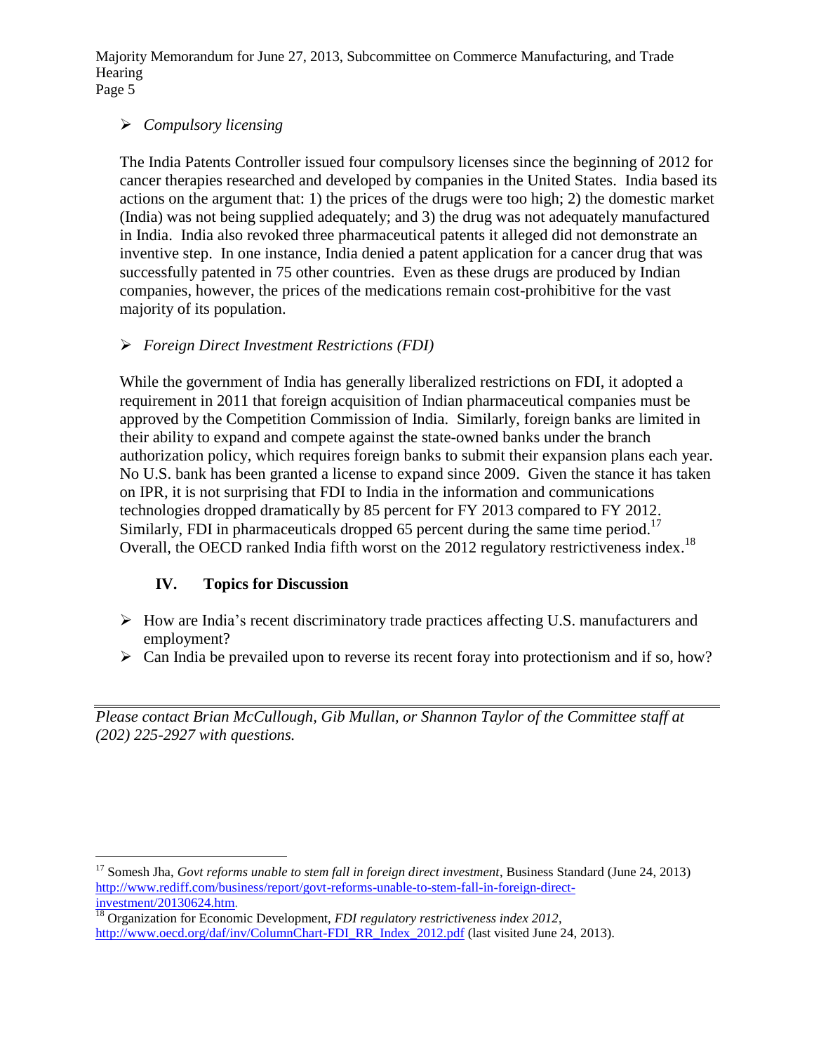- *Compulsory licensing*

The India Patents Controller issued four compulsory licenses since the beginning of 2012 for cancer therapies researched and developed by companies in the United States. India based its actions on the argument that: 1) the prices of the drugs were too high; 2) the domestic market (India) was not being supplied adequately; and 3) the drug was not adequately manufactured in India. India also revoked three pharmaceutical patents it alleged did not demonstrate an inventive step. In one instance, India denied a patent application for a cancer drug that was successfully patented in 75 other countries. Even as these drugs are produced by Indian companies, however, the prices of the medications remain cost-prohibitive for the vast majority of its population.

- *Foreign Direct Investment Restrictions (FDI)*

While the government of India has generally liberalized restrictions on FDI, it adopted a requirement in 2011 that foreign acquisition of Indian pharmaceutical companies must be approved by the Competition Commission of India. Similarly, foreign banks are limited in their ability to expand and compete against the state-owned banks under the branch authorization policy, which requires foreign banks to submit their expansion plans each year. No U.S. bank has been granted a license to expand since 2009. Given the stance it has taken on IPR, it is not surprising that FDI to India in the information and communications technologies dropped dramatically by 85 percent for FY 2013 compared to FY 2012. Similarly, FDI in pharmaceuticals dropped 65 percent during the same time period.[17] Overall, the OECD ranked India fifth worst on the 2012 regulatory restrictiveness index.[18]

## IV. Topics for Discussion

- How are India's recent discriminatory trade practices affecting U.S. manufacturers and employment?
- Can India be prevailed upon to reverse its recent foray into protectionism and if so, how?

---

*Please contact Brian McCullough, Gib Mullan, or Shannon Taylor of the Committee staff at (202) 225-2927 with questions.*

---

[17] Somesh Jha, *Govt reforms unable to stem fall in foreign direct investment*, Business Standard (June 24, 2013) http://www.rediff.com/business/report/govt-reforms-unable-to-stem-fall-in-foreign-direct-investment/20130624.htm.

[18] Organization for Economic Development, *FDI regulatory restrictiveness index 2012*, http://www.oecd.org/daf/inv/ColumnChart-FDI_RR_Index_2012.pdf (last visited June 24, 2013).